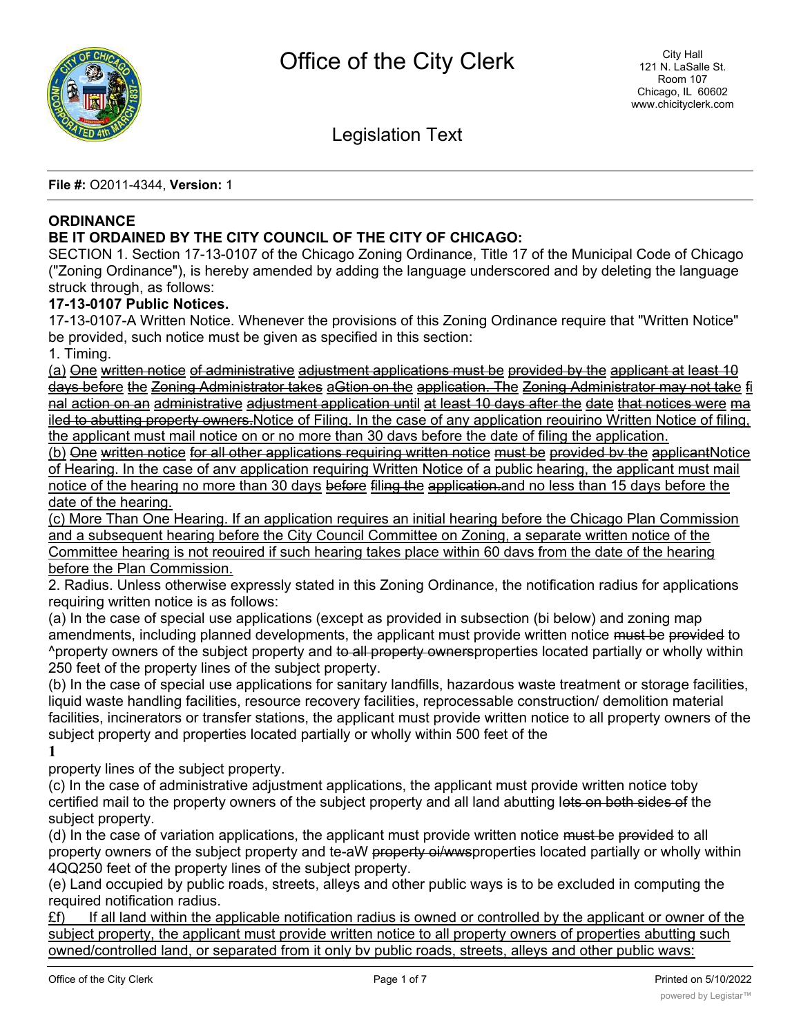Office of the City Clerk

City Hall
121 N. LaSalle St.
Room 107
Chicago, IL 60602
www.chicityclerk.com

Legislation Text

**File #:** O2011-4344, **Version:** 1

**ORDINANCE**

**BE IT ORDAINED BY THE CITY COUNCIL OF THE CITY OF CHICAGO:**

SECTION 1. Section 17-13-0107 of the Chicago Zoning Ordinance, Title 17 of the Municipal Code of Chicago ("Zoning Ordinance"), is hereby amended by adding the language underscored and by deleting the language struck through, as follows:

**17-13-0107 Public Notices.**

17-13-0107-A Written Notice. Whenever the provisions of this Zoning Ordinance require that "Written Notice" be provided, such notice must be given as specified in this section:

1. Timing.

<u>(a)</u> ~~One written notice of administrative adjustment applications must be provided by the applicant at least 10 days before the Zoning Administrator takes aGtion on the application. The Zoning Administrator may not take final action on an administrative adjustment application until at least 10 days after the date that notices were mailed to abutting property owners.~~<u>Notice of Filing. In the case of any application reouirino Written Notice of filing, the applicant must mail notice on or no more than 30 davs before the date of filing the application.</u>

<u>(b)</u> ~~One written notice for all other applications requiring written notice must be provided bv the applicant~~<u>Notice of Hearing. In the case of anv application requiring Written Notice of a public hearing, the applicant must mail notice of the hearing no more than 30 days</u> ~~before filing the application.~~<u>and no less than 15 days before the date of the hearing.</u>

<u>(c) More Than One Hearing. If an application requires an initial hearing before the Chicago Plan Commission and a subsequent hearing before the City Council Committee on Zoning, a separate written notice of the Committee hearing is not reouired if such hearing takes place within 60 davs from the date of the hearing before the Plan Commission.</u>

2. Radius. Unless otherwise expressly stated in this Zoning Ordinance, the notification radius for applications requiring written notice is as follows:

(a) In the case of special use applications (except as provided in subsection (bi below) and zoning map amendments, including planned developments, the applicant must provide written notice ~~must be provided~~ to ^property owners of the subject property and ~~to all property owners~~properties located partially or wholly within 250 feet of the property lines of the subject property.

(b) In the case of special use applications for sanitary landfills, hazardous waste treatment or storage facilities, liquid waste handling facilities, resource recovery facilities, reprocessable construction/ demolition material facilities, incinerators or transfer stations, the applicant must provide written notice to all property owners of the subject property and properties located partially or wholly within 500 feet of the property lines of the subject property.

(c) In the case of administrative adjustment applications, the applicant must provide written notice toby certified mail to the property owners of the subject property and all land abutting l~~ots on both sides of~~ the subject property.

(d) In the case of variation applications, the applicant must provide written notice ~~must be provided~~ to all property owners of the subject property and te-aW ~~property oi/wws~~properties located partially or wholly within 4QQ250 feet of the property lines of the subject property.

(e) Land occupied by public roads, streets, alleys and other public ways is to be excluded in computing the required notification radius.

<u>£f) If all land within the applicable notification radius is owned or controlled by the applicant or owner of the subject property, the applicant must provide written notice to all property owners of properties abutting such owned/controlled land, or separated from it only bv public roads, streets, alleys and other public wavs:</u>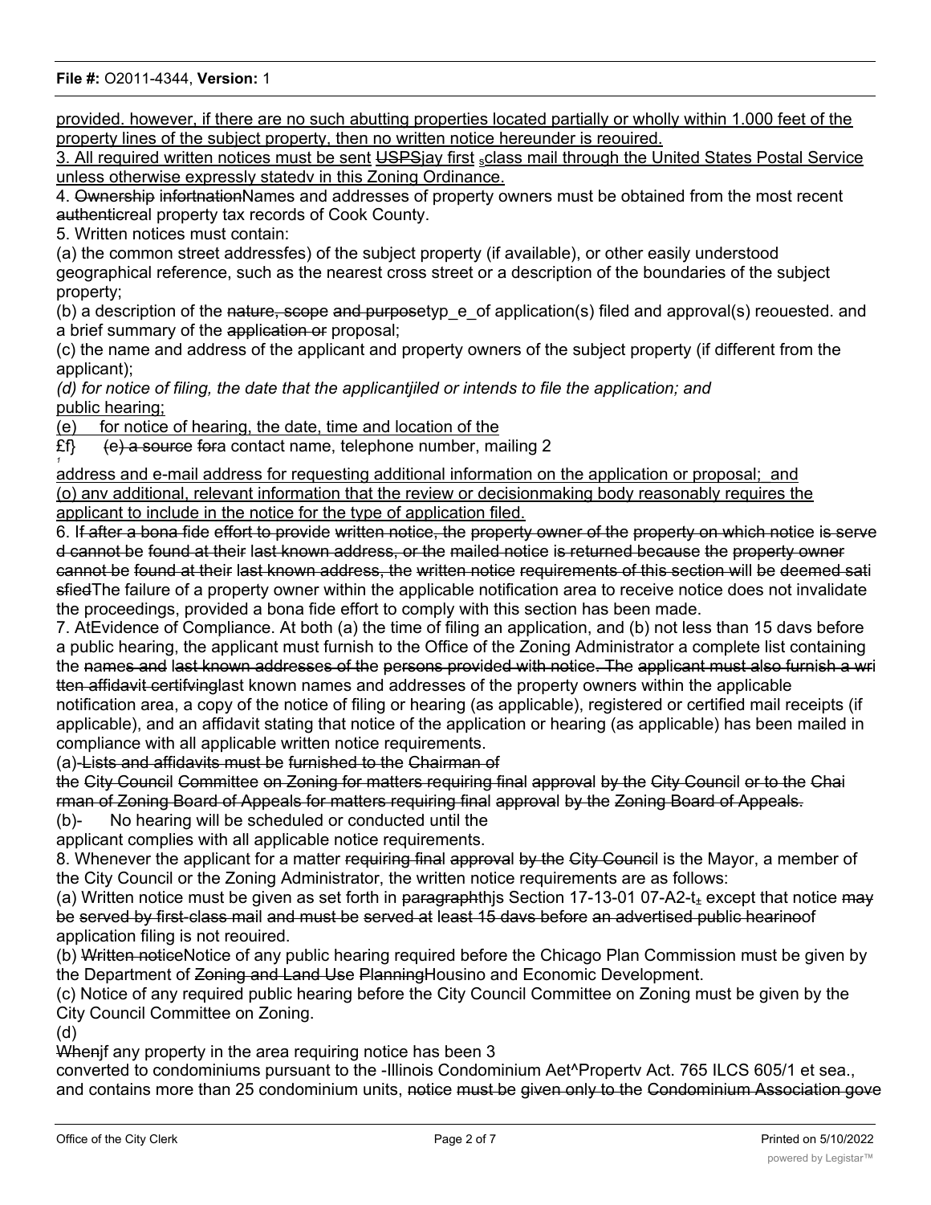provided. however, if there are no such abutting properties located partially or wholly within 1.000 feet of the property lines of the subject property, then no written notice hereunder is reouired.

3. All required written notices must be sent USPSjay first sclass mail through the United States Postal Service unless otherwise expressly statedv in this Zoning Ordinance.

4. Ownership infortnationNames and addresses of property owners must be obtained from the most recent authenticreal property tax records of Cook County.

5. Written notices must contain:

(a) the common street addressfes) of the subject property (if available), or other easily understood geographical reference, such as the nearest cross street or a description of the boundaries of the subject property;

(b) a description of the nature, scope and purposetyp_e_of application(s) filed and approval(s) reouested. and a brief summary of the application or proposal;

(c) the name and address of the applicant and property owners of the subject property (if different from the applicant);

*(d) for notice of filing, the date that the applicantjiled or intends to file the application; and*
public hearing;

(e) for notice of hearing, the date, time and location of the

£f} (e) a source fora contact name, telephone number, mailing 2

address and e-mail address for requesting additional information on the application or proposal; and

(o) anv additional, relevant information that the review or decisionmaking body reasonably requires the applicant to include in the notice for the type of application filed.

6. If after a bona fide effort to provide written notice, the property owner of the property on which notice is serve d cannot be found at their last known address, or the mailed notice is returned because the property owner cannot be found at their last known address, the written notice requirements of this section will be deemed sati sfiedThe failure of a property owner within the applicable notification area to receive notice does not invalidate the proceedings, provided a bona fide effort to comply with this section has been made.

7. AtEvidence of Compliance. At both (a) the time of filing an application, and (b) not less than 15 davs before a public hearing, the applicant must furnish to the Office of the Zoning Administrator a complete list containing the names and last known addresses of the persons provided with notice. The applicant must also furnish a wri tten affidavit certifvinglast known names and addresses of the property owners within the applicable notification area, a copy of the notice of filing or hearing (as applicable), registered or certified mail receipts (if applicable), and an affidavit stating that notice of the application or hearing (as applicable) has been mailed in compliance with all applicable written notice requirements.

(a)-Lists and affidavits must be furnished to the Chairman of the City Council Committee on Zoning for matters requiring final approval by the City Council or to the Chai rman of Zoning Board of Appeals for matters requiring final approval by the Zoning Board of Appeals.

(b)- No hearing will be scheduled or conducted until the applicant complies with all applicable notice requirements.

8. Whenever the applicant for a matter requiring final approval by the City Council is the Mayor, a member of the City Council or the Zoning Administrator, the written notice requirements are as follows:

(a) Written notice must be given as set forth in paragraphthjs Section 17-13-01 07-A2-t± except that notice may be served by first-class mail and must be served at least 15 davs before an advertised public hearinoof application filing is not reouired.

(b) Written noticeNotice of any public hearing required before the Chicago Plan Commission must be given by the Department of Zoning and Land Use PlanningHousino and Economic Development.

(c) Notice of any required public hearing before the City Council Committee on Zoning must be given by the City Council Committee on Zoning.

(d)

Whenjf any property in the area requiring notice has been 3 converted to condominiums pursuant to the -Illinois Condominium Aet^Propertv Act. 765 ILCS 605/1 et sea., and contains more than 25 condominium units, notice must be given only to the Condominium Association gove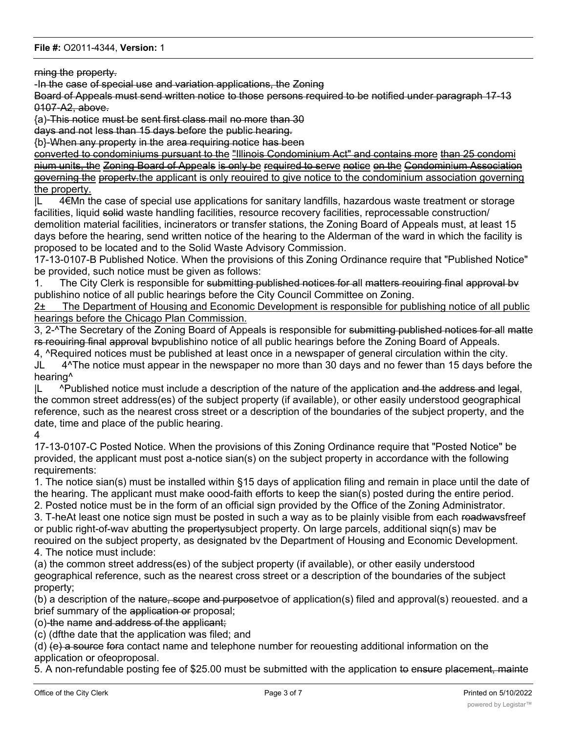rning the property.

-In the case of special use and variation applications, the Zoning Board of Appeals must send written notice to those persons required to be notified under paragraph 17-13 0107-A2, above.

{a)-This notice must be sent first class mail no more than 30 days and not less than 15 days before the public hearing.

{b}-When any property in the area requiring notice has been converted to condominiums pursuant to the "Illinois Condominium Act" and contains more than 25 condomi nium units, the Zoning Board of Appeals is only be required to serve notice on the Condominium Association governing the propertv.the applicant is only reouired to give notice to the condominium association governing the property.

|L 4€Mn the case of special use applications for sanitary landfills, hazardous waste treatment or storage facilities, liquid solid waste handling facilities, resource recovery facilities, reprocessable construction/ demolition material facilities, incinerators or transfer stations, the Zoning Board of Appeals must, at least 15 days before the hearing, send written notice of the hearing to the Alderman of the ward in which the facility is proposed to be located and to the Solid Waste Advisory Commission.

17-13-0107-B Published Notice. When the provisions of this Zoning Ordinance require that "Published Notice" be provided, such notice must be given as follows:

1. The City Clerk is responsible for submitting published notices for all matters reouiring final approval bv publishino notice of all public hearings before the City Council Committee on Zoning.

2± The Department of Housing and Economic Development is responsible for publishing notice of all public hearings before the Chicago Plan Commission.

3, 2-^The Secretary of the Zoning Board of Appeals is responsible for submitting published notices for all matte rs reouiring final approval bvpublishino notice of all public hearings before the Zoning Board of Appeals.

4, ^Required notices must be published at least once in a newspaper of general circulation within the city.

JL 4^The notice must appear in the newspaper no more than 30 days and no fewer than 15 days before the hearing^

|L ^Published notice must include a description of the nature of the application and the address and legal, the common street address(es) of the subject property (if available), or other easily understood geographical reference, such as the nearest cross street or a description of the boundaries of the subject property, and the date, time and place of the public hearing.

4

17-13-0107-C Posted Notice. When the provisions of this Zoning Ordinance require that "Posted Notice" be provided, the applicant must post a-notice sian(s) on the subject property in accordance with the following requirements:

1. The notice sian(s) must be installed within §15 days of application filing and remain in place until the date of the hearing. The applicant must make oood-faith efforts to keep the sian(s) posted during the entire period.
2. Posted notice must be in the form of an official sign provided by the Office of the Zoning Administrator.
3. T-heAt least one notice sign must be posted in such a way as to be plainly visible from each roadwavsfreef or public right-of-wav abutting the propertysubject property. On large parcels, additional siqn(s) mav be reouired on the subject property, as designated bv the Department of Housing and Economic Development.
4. The notice must include:

(a) the common street address(es) of the subject property (if available), or other easily understood geographical reference, such as the nearest cross street or a description of the boundaries of the subject property;

(b) a description of the nature, scope and purposetvoe of application(s) filed and approval(s) reouested. and a brief summary of the application or proposal;

(o)-the name and address of the applicant;

(c) (dfthe date that the application was filed; and

(d) (e) a source fora contact name and telephone number for reouesting additional information on the application or ofeoproposal.

5. A non-refundable posting fee of $25.00 must be submitted with the application to ensure placement, mainte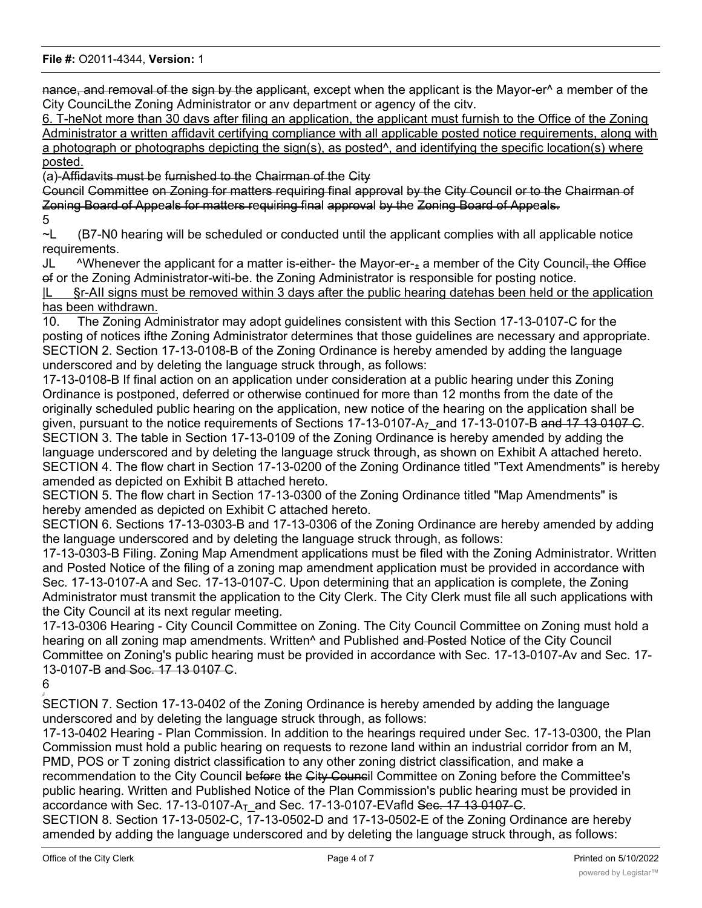nance, and removal of the sign by the applicant, except when the applicant is the Mayor-er^ a member of the City CouncilLthe Zoning Administrator or anv department or agency of the citv.

6. T-heNot more than 30 davs after filing an application, the applicant must furnish to the Office of the Zoning Administrator a written affidavit certifying compliance with all applicable posted notice requirements, along with a photograph or photographs depicting the sign(s), as posted^, and identifying the specific location(s) where posted.

(a)-Affidavits must be furnished to the Chairman of the City Council Committee on Zoning for matters requiring final approval by the City Council or to the Chairman of Zoning Board of Appeals for matters requiring final approval by the Zoning Board of Appeals.

5

~L (B7-N0 hearing will be scheduled or conducted until the applicant complies with all applicable notice requirements.

JL ^Whenever the applicant for a matter is-either- the Mayor-er-± a member of the City Council, the Office of or the Zoning Administrator-witi-be. the Zoning Administrator is responsible for posting notice.

|L §r-AII signs must be removed within 3 days after the public hearing datehas been held or the application has been withdrawn.

10. The Zoning Administrator may adopt guidelines consistent with this Section 17-13-0107-C for the posting of notices ifthe Zoning Administrator determines that those guidelines are necessary and appropriate.

SECTION 2. Section 17-13-0108-B of the Zoning Ordinance is hereby amended by adding the language underscored and by deleting the language struck through, as follows:

17-13-0108-B If final action on an application under consideration at a public hearing under this Zoning Ordinance is postponed, deferred or otherwise continued for more than 12 months from the date of the originally scheduled public hearing on the application, new notice of the hearing on the application shall be given, pursuant to the notice requirements of Sections 17-13-0107-A7_and 17-13-0107-B and 17 13 0107 C.

SECTION 3. The table in Section 17-13-0109 of the Zoning Ordinance is hereby amended by adding the language underscored and by deleting the language struck through, as shown on Exhibit A attached hereto.

SECTION 4. The flow chart in Section 17-13-0200 of the Zoning Ordinance titled "Text Amendments" is hereby amended as depicted on Exhibit B attached hereto.

SECTION 5. The flow chart in Section 17-13-0300 of the Zoning Ordinance titled "Map Amendments" is hereby amended as depicted on Exhibit C attached hereto.

SECTION 6. Sections 17-13-0303-B and 17-13-0306 of the Zoning Ordinance are hereby amended by adding the language underscored and by deleting the language struck through, as follows:

17-13-0303-B Filing. Zoning Map Amendment applications must be filed with the Zoning Administrator. Written and Posted Notice of the filing of a zoning map amendment application must be provided in accordance with Sec. 17-13-0107-A and Sec. 17-13-0107-C. Upon determining that an application is complete, the Zoning Administrator must transmit the application to the City Clerk. The City Clerk must file all such applications with the City Council at its next regular meeting.

17-13-0306 Hearing - City Council Committee on Zoning. The City Council Committee on Zoning must hold a hearing on all zoning map amendments. Written^ and Published and Posted Notice of the City Council Committee on Zoning's public hearing must be provided in accordance with Sec. 17-13-0107-Av and Sec. 17-13-0107-B and Soc. 17 13 0107 C.

6

SECTION 7. Section 17-13-0402 of the Zoning Ordinance is hereby amended by adding the language underscored and by deleting the language struck through, as follows:

17-13-0402 Hearing - Plan Commission. In addition to the hearings required under Sec. 17-13-0300, the Plan Commission must hold a public hearing on requests to rezone land within an industrial corridor from an M, PMD, POS or T zoning district classification to any other zoning district classification, and make a recommendation to the City Council before the City Council Committee on Zoning before the Committee's public hearing. Written and Published Notice of the Plan Commission's public hearing must be provided in accordance with Sec. 17-13-0107-AT_and Sec. 17-13-0107-EVafld Sec. 17 13 0107-C.

SECTION 8. Section 17-13-0502-C, 17-13-0502-D and 17-13-0502-E of the Zoning Ordinance are hereby amended by adding the language underscored and by deleting the language struck through, as follows: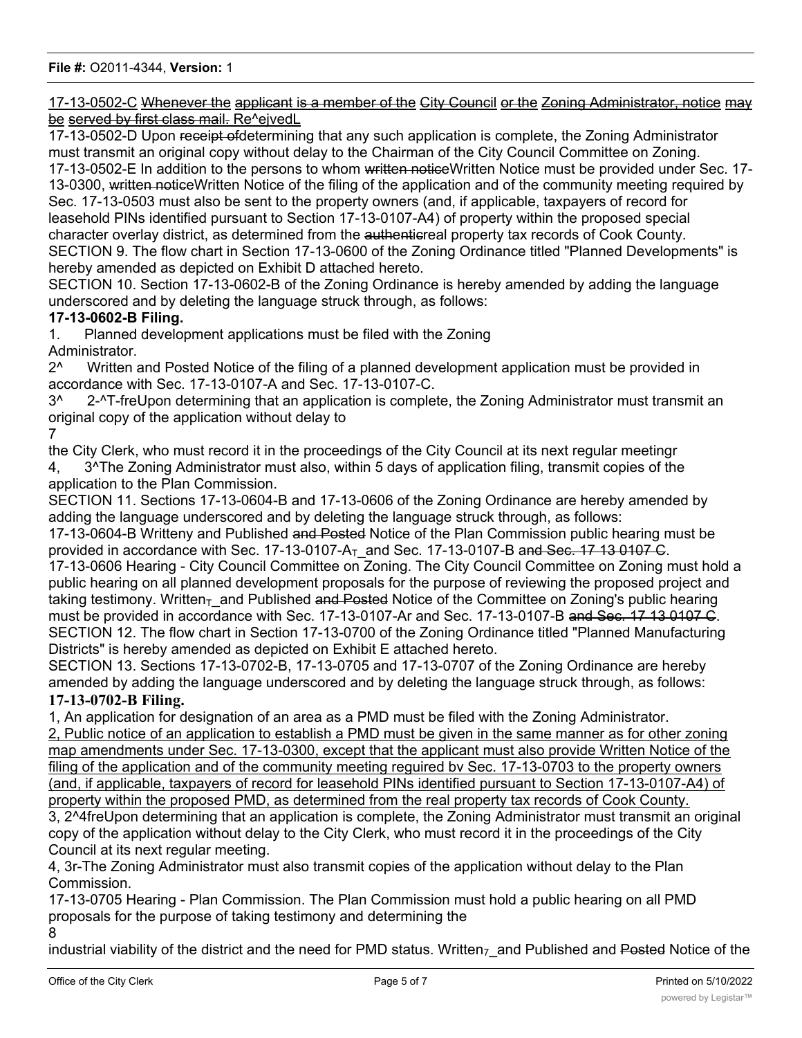17-13-0502-C ~~Whenever the applicant is a member of the City Council or the Zoning Administrator, notice may be served by first class mail.~~ Re^ejvedL

17-13-0502-D Upon ~~receipt of~~determining that any such application is complete, the Zoning Administrator must transmit an original copy without delay to the Chairman of the City Council Committee on Zoning.

17-13-0502-E In addition to the persons to whom ~~written notice~~Written Notice must be provided under Sec. 17-13-0300, ~~written notice~~Written Notice of the filing of the application and of the community meeting required by Sec. 17-13-0503 must also be sent to the property owners (and, if applicable, taxpayers of record for leasehold PINs identified pursuant to Section 17-13-0107-A4) of property within the proposed special character overlay district, as determined from the ~~authentic~~real property tax records of Cook County.

SECTION 9. The flow chart in Section 17-13-0600 of the Zoning Ordinance titled "Planned Developments" is hereby amended as depicted on Exhibit D attached hereto.

SECTION 10. Section 17-13-0602-B of the Zoning Ordinance is hereby amended by adding the language underscored and by deleting the language struck through, as follows:

**17-13-0602-B Filing.**

1. Planned development applications must be filed with the Zoning Administrator.

2^ Written and Posted Notice of the filing of a planned development application must be provided in accordance with Sec. 17-13-0107-A and Sec. 17-13-0107-C.

3^ 2-^T-freUpon determining that an application is complete, the Zoning Administrator must transmit an original copy of the application without delay to

7

the City Clerk, who must record it in the proceedings of the City Council at its next regular meetingr

4, 3^The Zoning Administrator must also, within 5 days of application filing, transmit copies of the application to the Plan Commission.

SECTION 11. Sections 17-13-0604-B and 17-13-0606 of the Zoning Ordinance are hereby amended by adding the language underscored and by deleting the language struck through, as follows:

17-13-0604-B Writteny and Published ~~and Posted~~ Notice of the Plan Commission public hearing must be provided in accordance with Sec. 17-13-0107-$A_T$ and Sec. 17-13-0107-B ~~and Sec. 17 13 0107 C~~.

17-13-0606 Hearing - City Council Committee on Zoning. The City Council Committee on Zoning must hold a public hearing on all planned development proposals for the purpose of reviewing the proposed project and taking testimony. $Written_T$ and Published ~~and Posted~~ Notice of the Committee on Zoning's public hearing must be provided in accordance with Sec. 17-13-0107-Ar and Sec. 17-13-0107-B ~~and Sec. 17 13 0107 C~~.

SECTION 12. The flow chart in Section 17-13-0700 of the Zoning Ordinance titled "Planned Manufacturing Districts" is hereby amended as depicted on Exhibit E attached hereto.

SECTION 13. Sections 17-13-0702-B, 17-13-0705 and 17-13-0707 of the Zoning Ordinance are hereby amended by adding the language underscored and by deleting the language struck through, as follows:

**17-13-0702-B Filing.**

1, An application for designation of an area as a PMD must be filed with the Zoning Administrator.

<u>2, Public notice of an application to establish a PMD must be given in the same manner as for other zoning map amendments under Sec. 17-13-0300, except that the applicant must also provide Written Notice of the filing of the application and of the community meeting reguired bv Sec. 17-13-0703 to the property owners (and, if applicable, taxpayers of record for leasehold PINs identified pursuant to Section 17-13-0107-A4) of property within the proposed PMD, as determined from the real property tax records of Cook County.</u>

3, 2^4freUpon determining that an application is complete, the Zoning Administrator must transmit an original copy of the application without delay to the City Clerk, who must record it in the proceedings of the City Council at its next regular meeting.

4, 3r-The Zoning Administrator must also transmit copies of the application without delay to the Plan Commission.

17-13-0705 Hearing - Plan Commission. The Plan Commission must hold a public hearing on all PMD proposals for the purpose of taking testimony and determining the

8

industrial viability of the district and the need for PMD status. $Written_7$ and Published and ~~Posted~~ Notice of the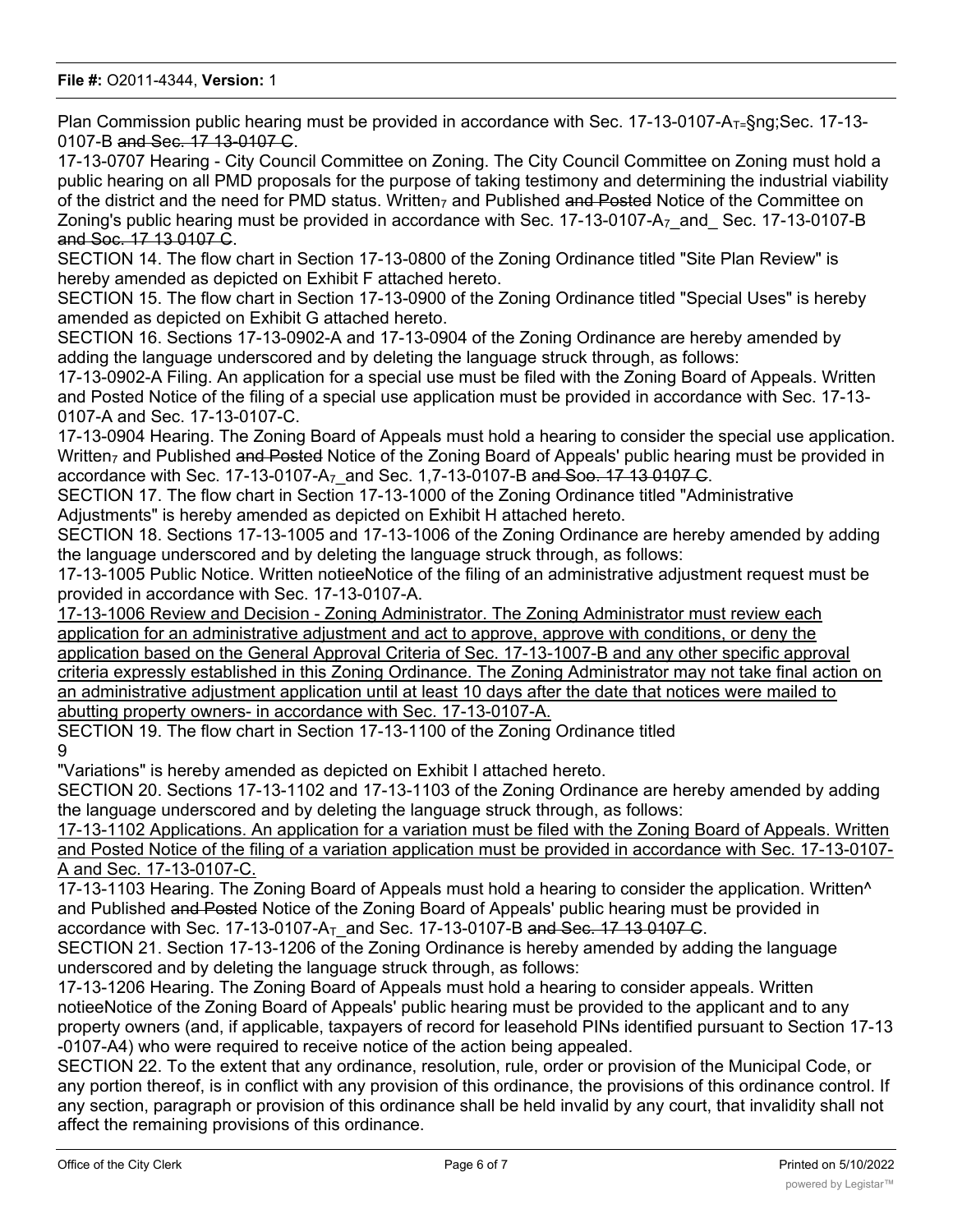Plan Commission public hearing must be provided in accordance with Sec. 17-13-0107-A$_{T=}$§ng;Sec. 17-13-0107-B ~~and Sec. 17 13-0107 C~~.

17-13-0707 Hearing - City Council Committee on Zoning. The City Council Committee on Zoning must hold a public hearing on all PMD proposals for the purpose of taking testimony and determining the industrial viability of the district and the need for PMD status. Written$_7$ and Published ~~and Posted~~ Notice of the Committee on Zoning's public hearing must be provided in accordance with Sec. 17-13-0107-A$_7$_and_ Sec. 17-13-0107-B ~~and Soc. 17 13 0107 C~~.

SECTION 14. The flow chart in Section 17-13-0800 of the Zoning Ordinance titled "Site Plan Review" is hereby amended as depicted on Exhibit F attached hereto.

SECTION 15. The flow chart in Section 17-13-0900 of the Zoning Ordinance titled "Special Uses" is hereby amended as depicted on Exhibit G attached hereto.

SECTION 16. Sections 17-13-0902-A and 17-13-0904 of the Zoning Ordinance are hereby amended by adding the language underscored and by deleting the language struck through, as follows:

17-13-0902-A Filing. An application for a special use must be filed with the Zoning Board of Appeals. Written and Posted Notice of the filing of a special use application must be provided in accordance with Sec. 17-13-0107-A and Sec. 17-13-0107-C.

17-13-0904 Hearing. The Zoning Board of Appeals must hold a hearing to consider the special use application. Written$_7$ and Published ~~and Posted~~ Notice of the Zoning Board of Appeals' public hearing must be provided in accordance with Sec. 17-13-0107-A$_7$_and Sec. 1,7-13-0107-B a~~nd Soo. 17 13 0107 C~~.

SECTION 17. The flow chart in Section 17-13-1000 of the Zoning Ordinance titled "Administrative Adjustments" is hereby amended as depicted on Exhibit H attached hereto.

SECTION 18. Sections 17-13-1005 and 17-13-1006 of the Zoning Ordinance are hereby amended by adding the language underscored and by deleting the language struck through, as follows:

17-13-1005 Public Notice. Written notieeNotice of the filing of an administrative adjustment request must be provided in accordance with Sec. 17-13-0107-A.

<u>17-13-1006 Review and Decision - Zoning Administrator. The Zoning Administrator must review each application for an administrative adjustment and act to approve, approve with conditions, or deny the application based on the General Approval Criteria of Sec. 17-13-1007-B and any other specific approval criteria expressly established in this Zoning Ordinance. The Zoning Administrator may not take final action on an administrative adjustment application until at least 10 days after the date that notices were mailed to abutting property owners- in accordance with Sec. 17-13-0107-A.</u>

SECTION 19. The flow chart in Section 17-13-1100 of the Zoning Ordinance titled "Variations" is hereby amended as depicted on Exhibit I attached hereto.

SECTION 20. Sections 17-13-1102 and 17-13-1103 of the Zoning Ordinance are hereby amended by adding the language underscored and by deleting the language struck through, as follows:

<u>17-13-1102 Applications. An application for a variation must be filed with the Zoning Board of Appeals. Written and Posted Notice of the filing of a variation application must be provided in accordance with Sec. 17-13-0107-A and Sec. 17-13-0107-C.</u>

17-13-1103 Hearing. The Zoning Board of Appeals must hold a hearing to consider the application. Written^ and Published ~~and Posted~~ Notice of the Zoning Board of Appeals' public hearing must be provided in accordance with Sec. 17-13-0107-A$_T$_and Sec. 17-13-0107-B ~~and Sec. 17 13 0107 C~~.

SECTION 21. Section 17-13-1206 of the Zoning Ordinance is hereby amended by adding the language underscored and by deleting the language struck through, as follows:

17-13-1206 Hearing. The Zoning Board of Appeals must hold a hearing to consider appeals. Written notieeNotice of the Zoning Board of Appeals' public hearing must be provided to the applicant and to any property owners (and, if applicable, taxpayers of record for leasehold PINs identified pursuant to Section 17-13-0107-A4) who were required to receive notice of the action being appealed.

SECTION 22. To the extent that any ordinance, resolution, rule, order or provision of the Municipal Code, or any portion thereof, is in conflict with any provision of this ordinance, the provisions of this ordinance control. If any section, paragraph or provision of this ordinance shall be held invalid by any court, that invalidity shall not affect the remaining provisions of this ordinance.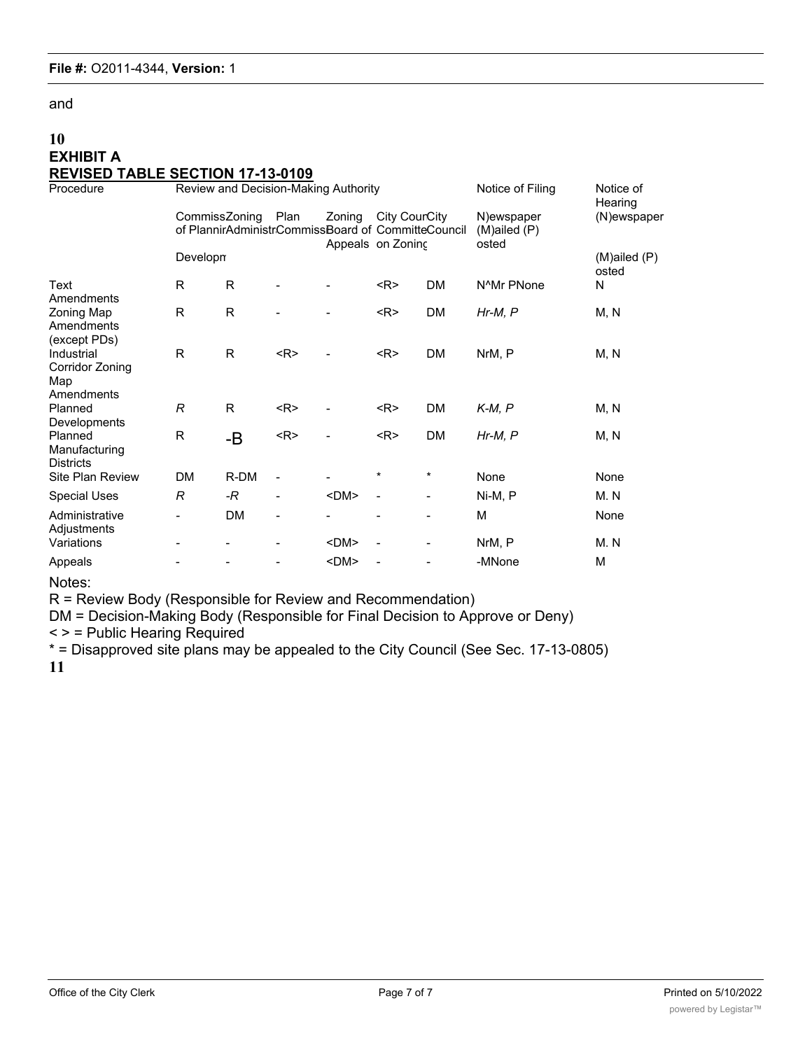and

**10**
**EXHIBIT A**
**REVISED TABLE SECTION 17-13-0109**

| Procedure | Review and Decision-Making Authority | | | | | | Notice of Filing | Notice of Hearing |
|---|---|---|---|---|---|---|---|---|
| | Commiss of Plannir Developm | Zoning Administr | Plan Commiss | Zoning Board of Appeals | City Cour Committe on Zoning | City Council | N)ewspaper (M)ailed (P) osted | (N)ewspaper (M)ailed (P) osted |
| Text Amendments | R | R | - | - | <R> | DM | N^Mr PNone | N |
| Zoning Map Amendments (except PDs) | R | R | - | - | <R> | DM | *Hr-M, P* | M, N |
| Industrial Corridor Zoning Map Amendments | R | R | <R> | - | <R> | DM | NrM, P | M, N |
| Planned Developments | *R* | R | <R> | - | <R> | DM | *K-M, P* | M, N |
| Planned Manufacturing Districts | R | -B | <R> | - | <R> | DM | *Hr-M, P* | M, N |
| Site Plan Review | DM | R-DM | - | - | * | * | None | None |
| Special Uses | *R* | *-R* | - | <DM> | - | - | Ni-M, P | M. N |
| Administrative Adjustments | - | DM | - | - | - | - | M | None |
| Variations | - | - | - | <DM> | - | - | NrM, P | M. N |
| Appeals | - | - | - | <DM> | - | - | -MNone | M |

Notes:

R = Review Body (Responsible for Review and Recommendation)

DM = Decision-Making Body (Responsible for Final Decision to Approve or Deny)

< > = Public Hearing Required

* = Disapproved site plans may be appealed to the City Council (See Sec. 17-13-0805)

**11**